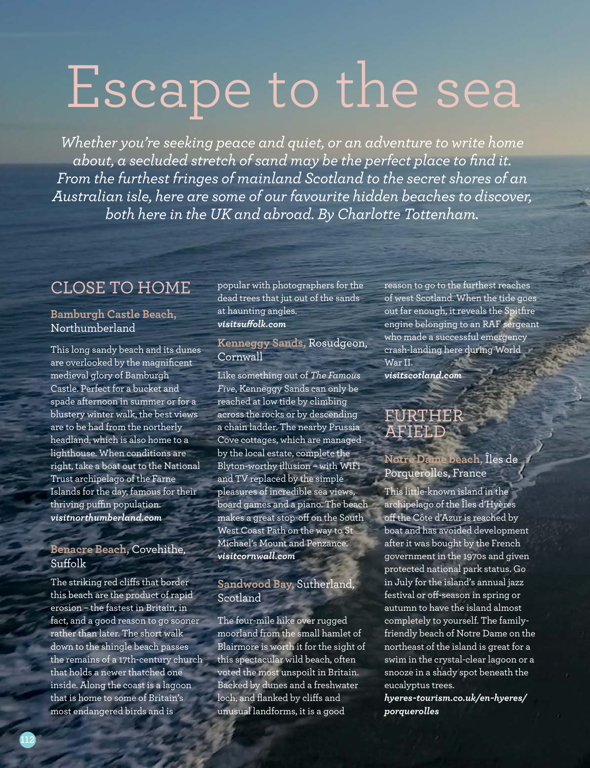# Escape to the sea

*Whether you're seeking peace and quiet, or an adventure to write home about, a secluded stretch of sand may be the perfect place to find it. From the furthest fringes of mainland Scotland to the secret shores of an Australian isle, here are some of our favourite hidden beaches to discover, both here in the UK and abroad. By Charlotte Tottenham.*

## CLOSE TO HOME

### Bamburgh Castle Beach, Northumberland

This long sandy beach and its dunes are overlooked by the magnificent medieval glory of Bamburgh Castle. Perfect for a bucket and spade afternoon in summer or for a blustery winter walk, the best views are to be had from the northerly headland, which is also home to a lighthouse. When conditions are right, take a boat out to the National Trust archipelago of the Farne Islands for the day, famous for their thriving puffin population.
***visitnorthumberland.com***

### Benacre Beach, Covehithe, Suffolk

The striking red cliffs that border this beach are the product of rapid erosion – the fastest in Britain, in fact, and a good reason to go sooner rather than later. The short walk down to the shingle beach passes the remains of a 17th-century church that holds a newer thatched one inside. Along the coast is a lagoon that is home to some of Britain's most endangered birds and is popular with photographers for the dead trees that jut out of the sands at haunting angles.
***visitsuffolk.com***

### Kenneggy Sands, Rosudgeon, Cornwall

Like something out of *The Famous Five*, Kenneggy Sands can only be reached at low tide by climbing across the rocks or by descending a chain ladder. The nearby Prussia Cove cottages, which are managed by the local estate, complete the Blyton-worthy illusion – with WiFi and TV replaced by the simple pleasures of incredible sea views, board games and a piano. The beach makes a great stop-off on the South West Coast Path on the way to St Michael's Mount and Penzance.
***visitcornwall.com***

### Sandwood Bay, Sutherland, Scotland

The four-mile hike over rugged moorland from the small hamlet of Blairmore is worth it for the sight of this spectacular wild beach, often voted the most unspoilt in Britain. Backed by dunes and a freshwater loch, and flanked by cliffs and unusual landforms, it is a good reason to go to the furthest reaches of west Scotland. When the tide goes out far enough, it reveals the Spitfire engine belonging to an RAF sergeant who made a successful emergency crash-landing here during World War II.
***visitscotland.com***

## FURTHER AFIELD

### Notre Dame beach, Îles de Porquerolles, France

This little-known island in the archipelago of the Îles d'Hyères off the Côte d'Azur is reached by boat and has avoided development after it was bought by the French government in the 1970s and given protected national park status. Go in July for the island's annual jazz festival or off-season in spring or autumn to have the island almost completely to yourself. The family-friendly beach of Notre Dame on the northeast of the island is great for a swim in the crystal-clear lagoon or a snooze in a shady spot beneath the eucalyptus trees.
***hyeres-tourism.co.uk/en-hyeres/porquerolles***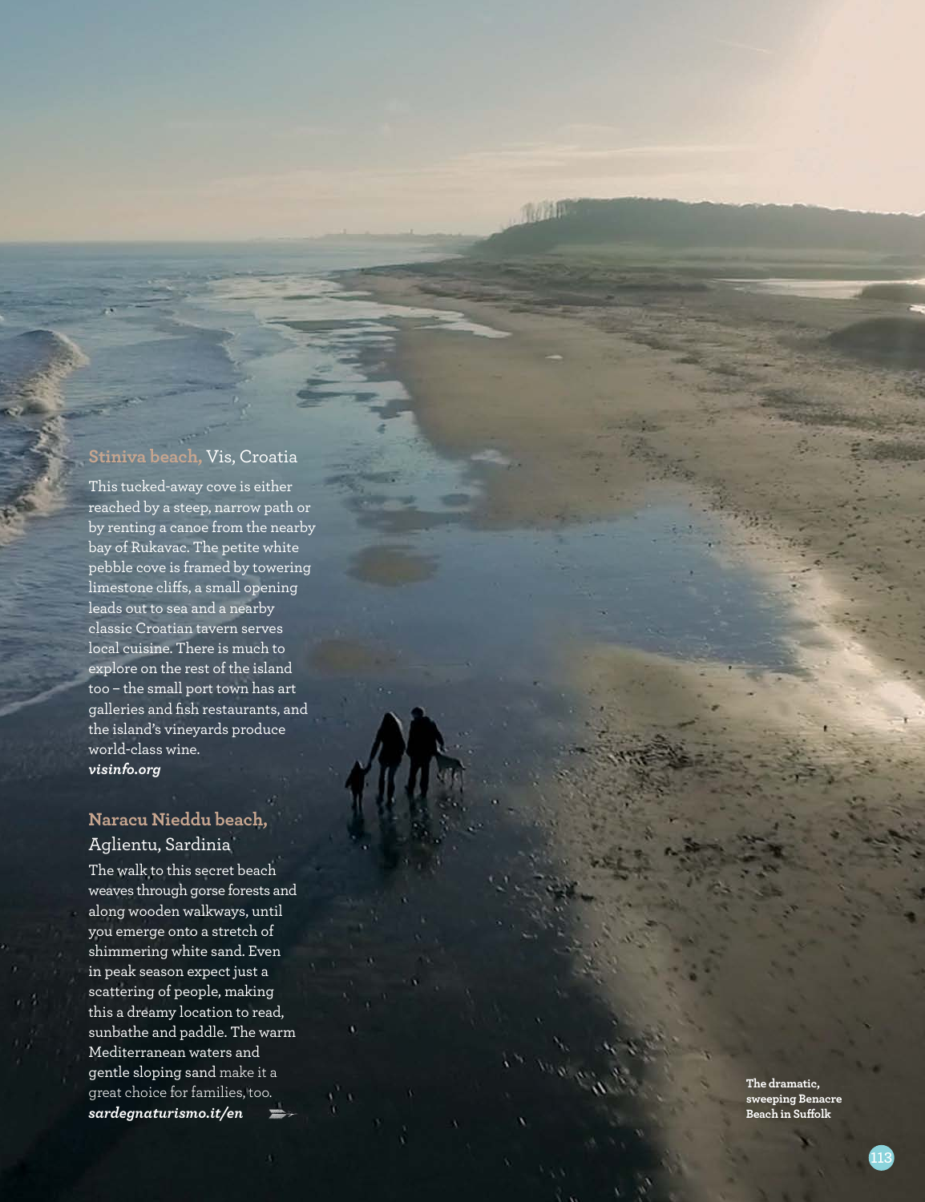### Stiniva beach, Vis, Croatia

This tucked-away cove is either reached by a steep, narrow path or by renting a canoe from the nearby bay of Rukavac. The petite white pebble cove is framed by towering limestone cliffs, a small opening leads out to sea and a nearby classic Croatian tavern serves local cuisine. There is much to explore on the rest of the island too – the small port town has art galleries and fish restaurants, and the island's vineyards produce world-class wine.
***visinfo.org***

### Naracu Nieddu beach, Aglientu, Sardinia

The walk to this secret beach weaves through gorse forests and along wooden walkways, until you emerge onto a stretch of shimmering white sand. Even in peak season expect just a scattering of people, making this a dreamy location to read, sunbathe and paddle. The warm Mediterranean waters and gentle sloping sand make it a great choice for families, too.
***sardegnaturismo.it/en***

**The dramatic, sweeping Benacre Beach in Suffolk**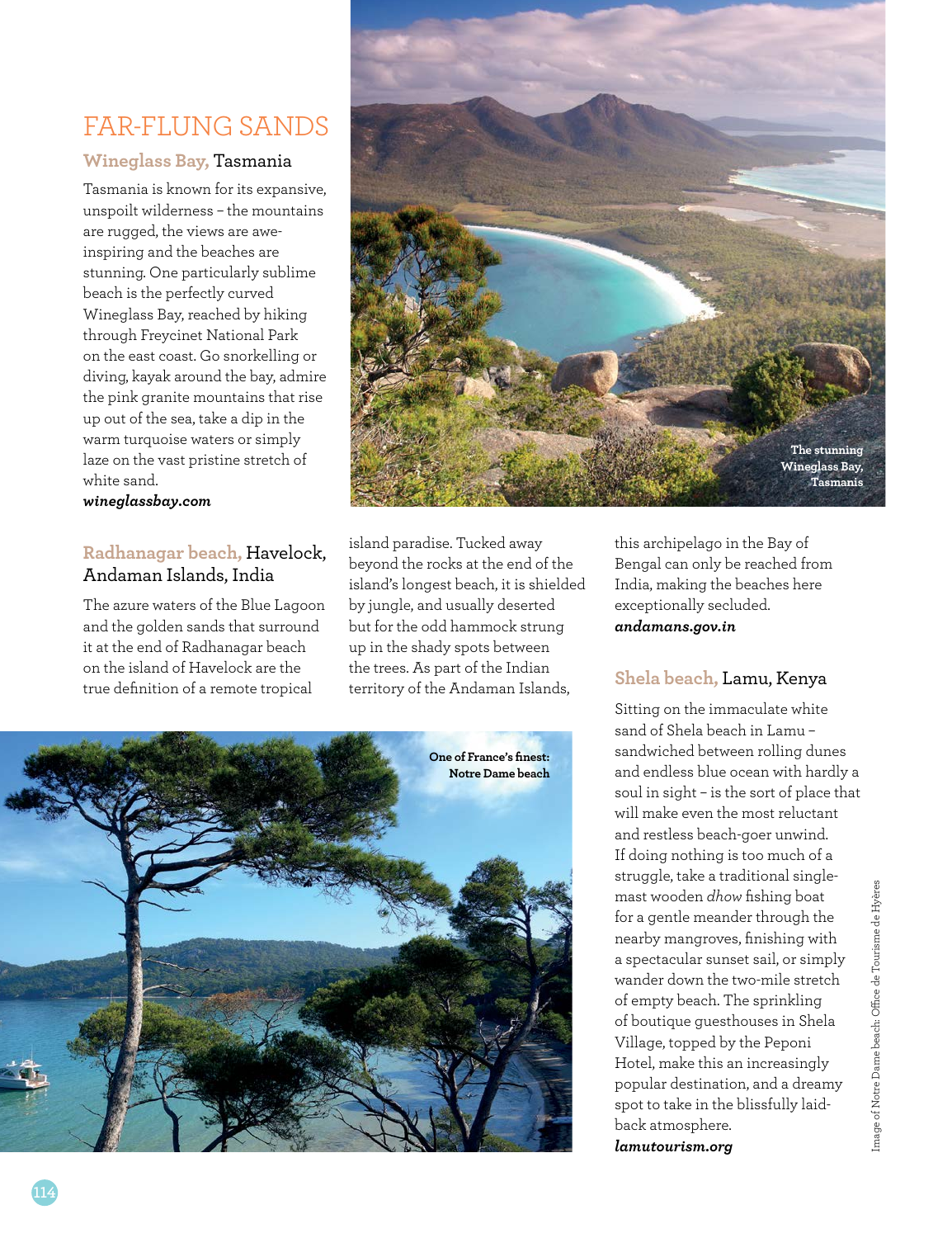# FAR-FLUNG SANDS

## Wineglass Bay, Tasmania

Tasmania is known for its expansive, unspoilt wilderness – the mountains are rugged, the views are awe-inspiring and the beaches are stunning. One particularly sublime beach is the perfectly curved Wineglass Bay, reached by hiking through Freycinet National Park on the east coast. Go snorkelling or diving, kayak around the bay, admire the pink granite mountains that rise up out of the sea, take a dip in the warm turquoise waters or simply laze on the vast pristine stretch of white sand.

***wineglassbay.com***

The stunning Wineglass Bay, Tasmanis

## Radhanagar beach, Havelock, Andaman Islands, India

The azure waters of the Blue Lagoon and the golden sands that surround it at the end of Radhanagar beach on the island of Havelock are the true definition of a remote tropical island paradise. Tucked away beyond the rocks at the end of the island's longest beach, it is shielded by jungle, and usually deserted but for the odd hammock strung up in the shady spots between the trees. As part of the Indian territory of the Andaman Islands, this archipelago in the Bay of Bengal can only be reached from India, making the beaches here exceptionally secluded.

***andamans.gov.in***

One of France's finest: Notre Dame beach

## Shela beach, Lamu, Kenya

Sitting on the immaculate white sand of Shela beach in Lamu – sandwiched between rolling dunes and endless blue ocean with hardly a soul in sight – is the sort of place that will make even the most reluctant and restless beach-goer unwind. If doing nothing is too much of a struggle, take a traditional single-mast wooden *dhow* fishing boat for a gentle meander through the nearby mangroves, finishing with a spectacular sunset sail, or simply wander down the two-mile stretch of empty beach. The sprinkling of boutique guesthouses in Shela Village, topped by the Peponi Hotel, make this an increasingly popular destination, and a dreamy spot to take in the blissfully laid-back atmosphere.

***lamutourism.org***

Image of Notre Dame beach: Office de Tourisme de Hyères